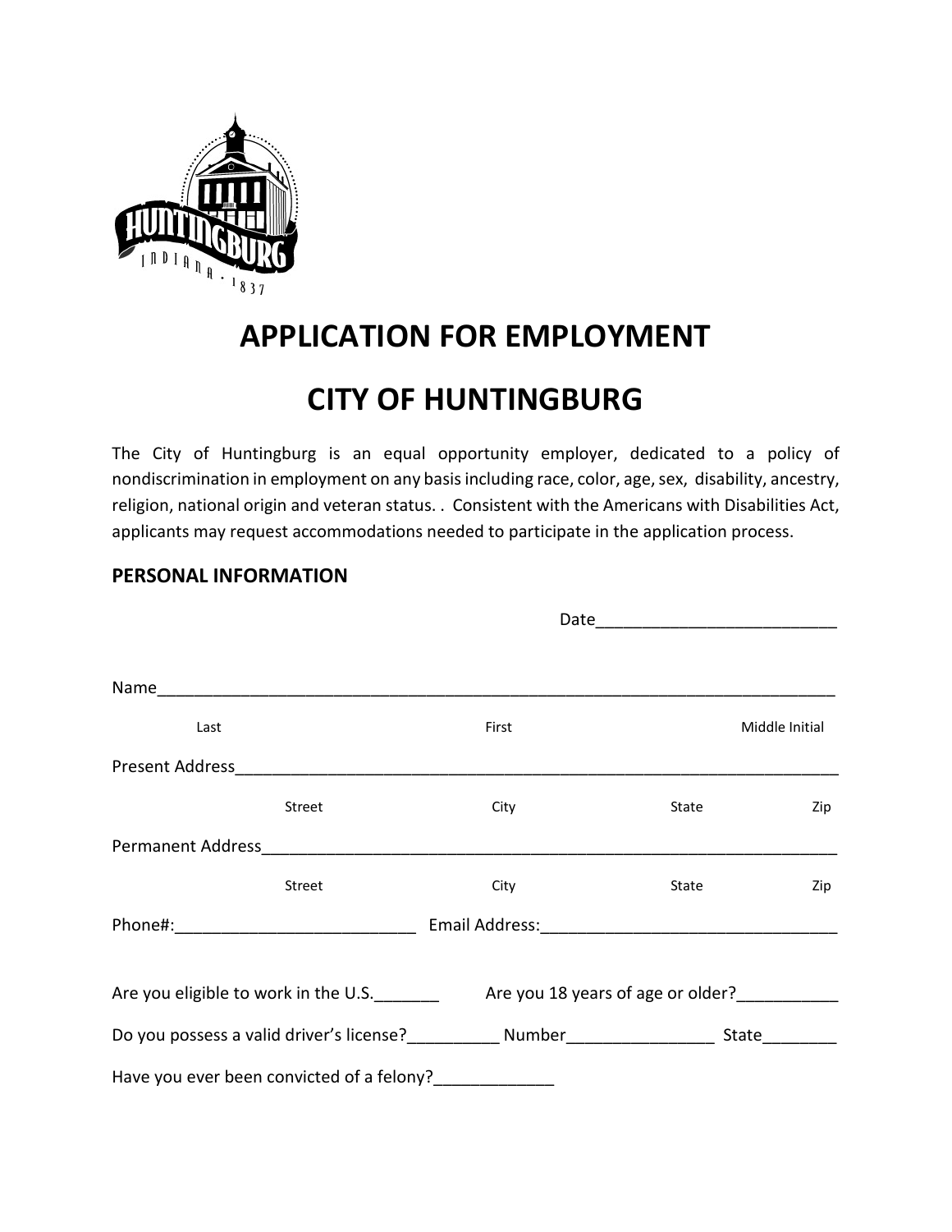# APPLICATION FOR EMPLOYMENT

# CITY OF HUNTINGBURG

The City of Huntingburg is an equal opportunity employer, dedicated to a policy of nondiscrimination in employment on any basis including race, color, age, sex, disability, ancestry, religion, national origin and veteran status. . Consistent with the Americans with Disabilities Act, applicants may request accommodations needed to participate in the application process.

## PERSONAL INFORMATION

Date___________________________

Name_____________________________________________________________________________

Last First Middle Initial

Present Address_______________________________________________________________________

Street City State Zip

Permanent Address____________________________________________________________________

Street City State Zip

Phone#:__________________________ Email Address:________________________________

Are you eligible to work in the U.S._______ Are you 18 years of age or older?___________

Do you possess a valid driver's license?__________ Number________________ State________

Have you ever been convicted of a felony?_____________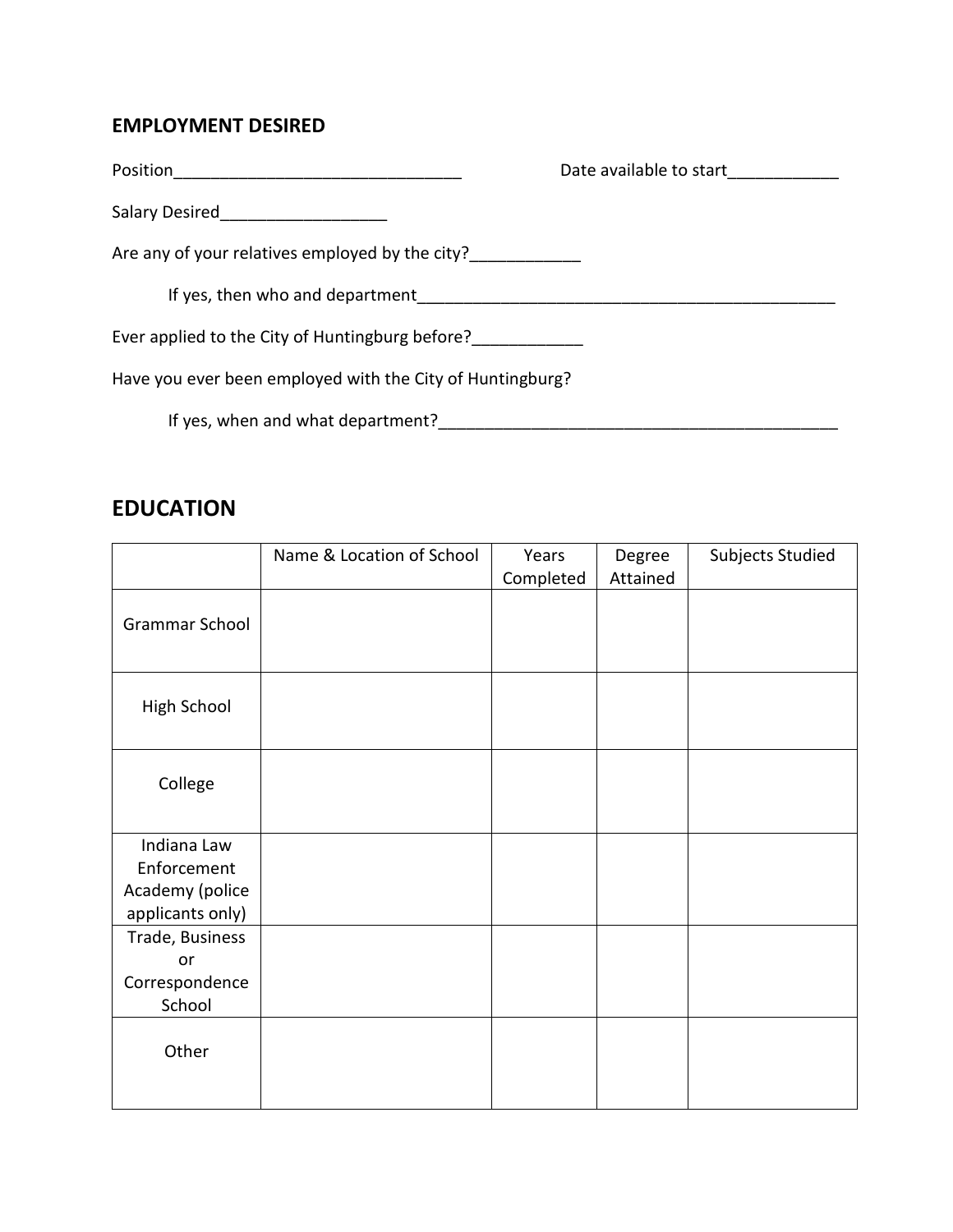**EMPLOYMENT DESIRED**

Position_______________________________ Date available to start____________

Salary Desired__________________

Are any of your relatives employed by the city?____________

If yes, then who and department_______________________________________________

Ever applied to the City of Huntingburg before?____________

Have you ever been employed with the City of Huntingburg?

If yes, when and what department?_____________________________________________

## EDUCATION

| | Name & Location of School | Years Completed | Degree Attained | Subjects Studied |
|---|---|---|---|---|
| Grammar School | | | | |
| High School | | | | |
| College | | | | |
| Indiana Law Enforcement Academy (police applicants only) | | | | |
| Trade, Business or Correspondence School | | | | |
| Other | | | | |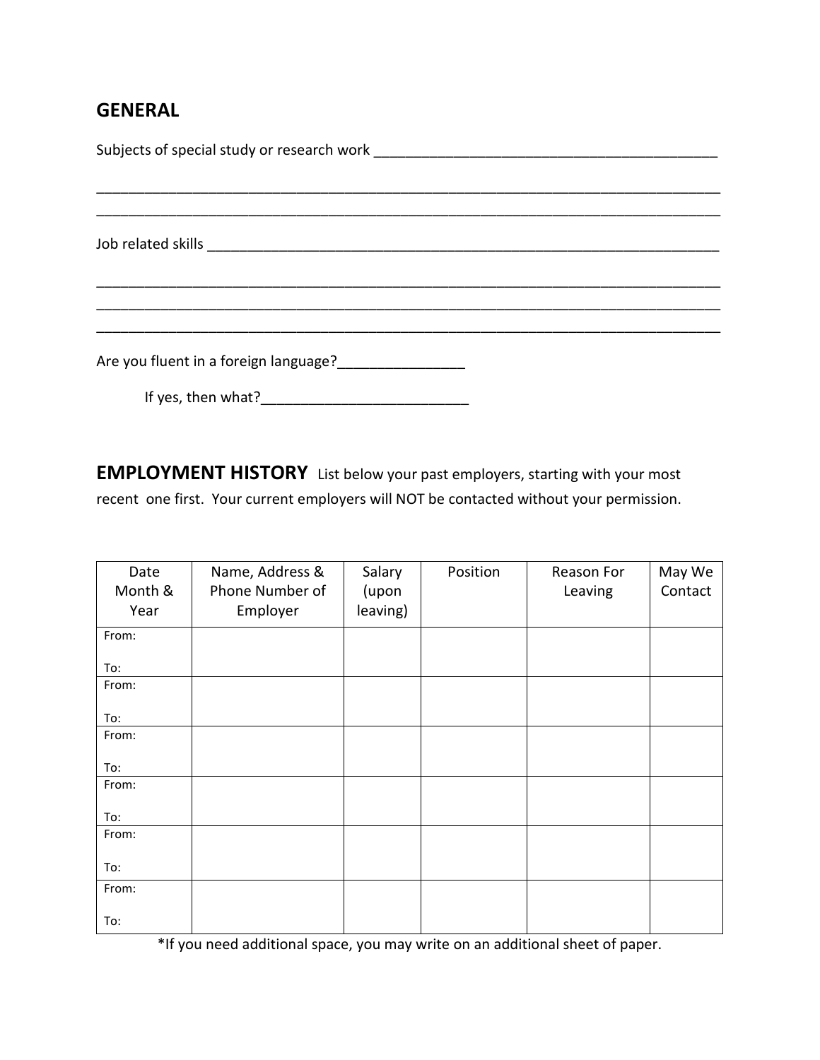## GENERAL

Subjects of special study or research work ___________________________________________

_________________________________________________________________________________
_________________________________________________________________________________

Job related skills ____________________________________________________________________

_________________________________________________________________________________
_________________________________________________________________________________
_________________________________________________________________________________

Are you fluent in a foreign language?________________

If yes, then what?__________________________

## EMPLOYMENT HISTORY

List below your past employers, starting with your most recent one first. Your current employers will NOT be contacted without your permission.

| Date Month & Year | Name, Address & Phone Number of Employer | Salary (upon leaving) | Position | Reason For Leaving | May We Contact |
|---|---|---|---|---|---|
| From:<br>To: | | | | | |
| From:<br>To: | | | | | |
| From:<br>To: | | | | | |
| From:<br>To: | | | | | |
| From:<br>To: | | | | | |
| From:<br>To: | | | | | |

*If you need additional space, you may write on an additional sheet of paper.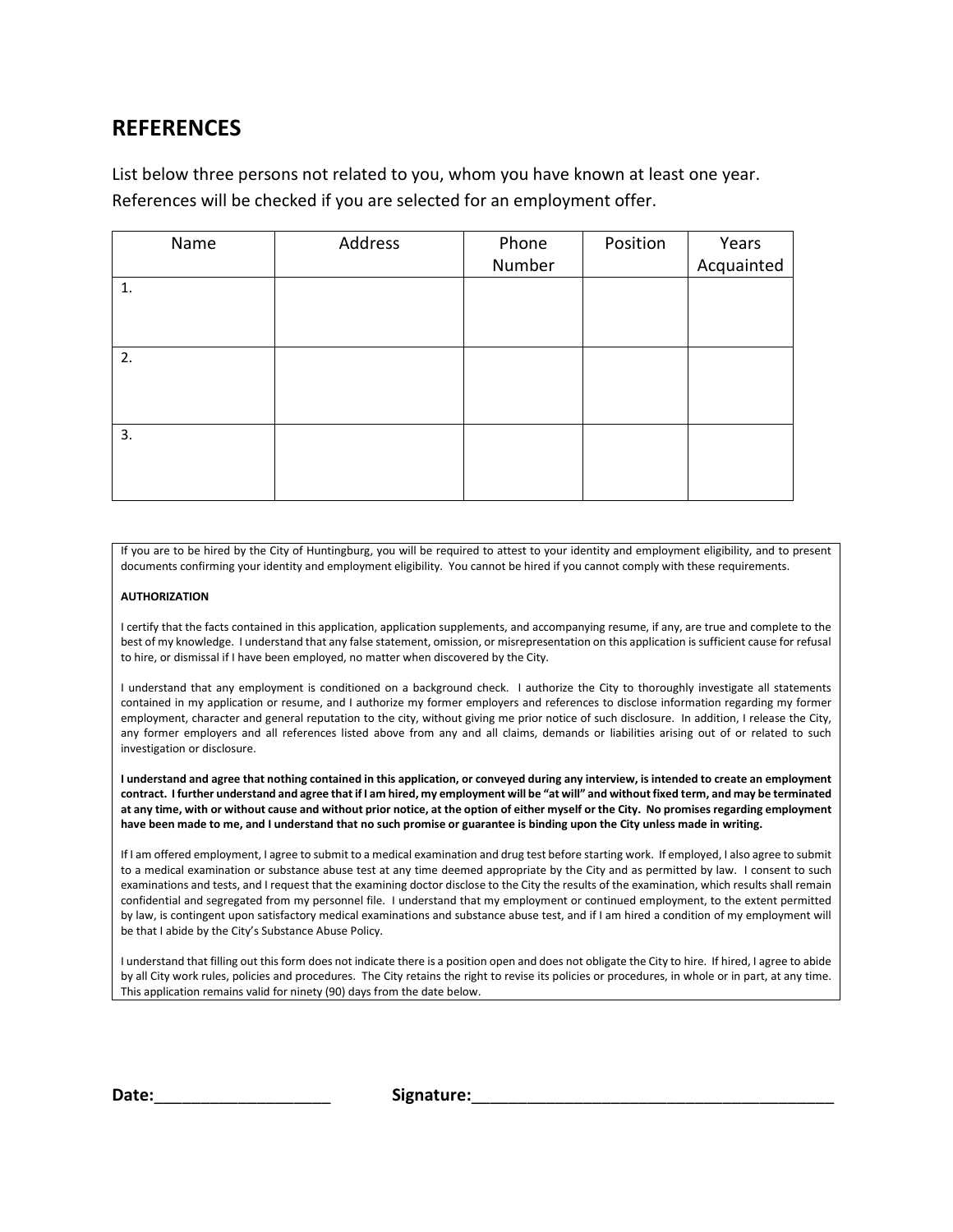## REFERENCES

List below three persons not related to you, whom you have known at least one year. References will be checked if you are selected for an employment offer.

| Name | Address | Phone Number | Position | Years Acquainted |
|---|---|---|---|---|
| 1. | | | | |
| 2. | | | | |
| 3. | | | | |

If you are to be hired by the City of Huntingburg, you will be required to attest to your identity and employment eligibility, and to present documents confirming your identity and employment eligibility. You cannot be hired if you cannot comply with these requirements.

**AUTHORIZATION**

I certify that the facts contained in this application, application supplements, and accompanying resume, if any, are true and complete to the best of my knowledge. I understand that any false statement, omission, or misrepresentation on this application is sufficient cause for refusal to hire, or dismissal if I have been employed, no matter when discovered by the City.

I understand that any employment is conditioned on a background check. I authorize the City to thoroughly investigate all statements contained in my application or resume, and I authorize my former employers and references to disclose information regarding my former employment, character and general reputation to the city, without giving me prior notice of such disclosure. In addition, I release the City, any former employers and all references listed above from any and all claims, demands or liabilities arising out of or related to such investigation or disclosure.

**I understand and agree that nothing contained in this application, or conveyed during any interview, is intended to create an employment contract. I further understand and agree that if I am hired, my employment will be "at will" and without fixed term, and may be terminated at any time, with or without cause and without prior notice, at the option of either myself or the City. No promises regarding employment have been made to me, and I understand that no such promise or guarantee is binding upon the City unless made in writing.**

If I am offered employment, I agree to submit to a medical examination and drug test before starting work. If employed, I also agree to submit to a medical examination or substance abuse test at any time deemed appropriate by the City and as permitted by law. I consent to such examinations and tests, and I request that the examining doctor disclose to the City the results of the examination, which results shall remain confidential and segregated from my personnel file. I understand that my employment or continued employment, to the extent permitted by law, is contingent upon satisfactory medical examinations and substance abuse test, and if I am hired a condition of my employment will be that I abide by the City's Substance Abuse Policy.

I understand that filling out this form does not indicate there is a position open and does not obligate the City to hire. If hired, I agree to abide by all City work rules, policies and procedures. The City retains the right to revise its policies or procedures, in whole or in part, at any time. This application remains valid for ninety (90) days from the date below.

**Date:**___________________ **Signature:**________________________________________